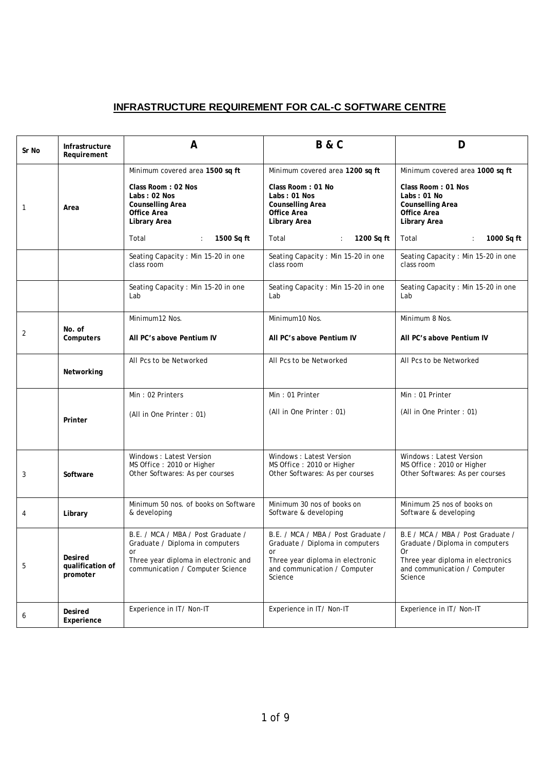# INFRASTRUCTURE REQUIREMENT FOR CAL-C SOFTWARE CENTRE

| Sr No | Infrastructure Requirement | A | B & C | D |
|---|---|---|---|---|
| 1 | **Area** | Minimum covered area **1500 sq ft**<br><br>**Class Room : 02 Nos**<br>**Labs : 02 Nos**<br>**Counselling Area**<br>**Office Area**<br>**Library Area**<br><br>Total : **1500 Sq ft** | Minimum covered area **1200 sq ft**<br><br>**Class Room : 01 No**<br>**Labs : 01 Nos**<br>**Counselling Area**<br>**Office Area**<br>**Library Area**<br><br>Total : **1200 Sq ft** | Minimum covered area **1000 sq ft**<br><br>**Class Room : 01 Nos**<br>**Labs : 01 No**<br>**Counselling Area**<br>**Office Area**<br>**Library Area**<br><br>Total : **1000 Sq ft** |
| | | Seating Capacity : Min 15-20 in one class room | Seating Capacity : Min 15-20 in one class room | Seating Capacity : Min 15-20 in one class room |
| | | Seating Capacity : Min 15-20 in one Lab | Seating Capacity : Min 15-20 in one Lab | Seating Capacity : Min 15-20 in one Lab |
| 2 | **No. of Computers** | Minimum12 Nos.<br><br>**All PC's above Pentium IV** | Minimum10 Nos.<br><br>**All PC's above Pentium IV** | Minimum 8 Nos.<br><br>**All PC's above Pentium IV** |
| | **Networking** | All Pcs to be Networked | All Pcs to be Networked | All Pcs to be Networked |
| | **Printer** | Min : 02 Printers<br><br>(All in One Printer : 01) | Min : 01 Printer<br><br>(All in One Printer : 01) | Min : 01 Printer<br><br>(All in One Printer : 01) |
| 3 | **Software** | Windows : Latest Version<br>MS Office : 2010 or Higher<br>Other Softwares: As per courses | Windows : Latest Version<br>MS Office : 2010 or Higher<br>Other Softwares: As per courses | Windows : Latest Version<br>MS Office : 2010 or Higher<br>Other Softwares: As per courses |
| 4 | **Library** | Minimum 50 nos. of books on Software & developing | Minimum 30 nos of books on Software & developing | Minimum 25 nos of books on Software & developing |
| 5 | **Desired qualification of promoter** | B.E. / MCA / MBA / Post Graduate / Graduate / Diploma in computers<br>or<br>Three year diploma in electronic and communication / Computer Science | B.E. / MCA / MBA / Post Graduate / Graduate / Diploma in computers<br>or<br>Three year diploma in electronic and communication / Computer Science | B.E / MCA / MBA / Post Graduate / Graduate / Diploma in computers<br>Or<br>Three year diploma in electronics and communication / Computer Science |
| 6 | **Desired Experience** | Experience in IT/ Non-IT | Experience in IT/ Non-IT | Experience in IT/ Non-IT |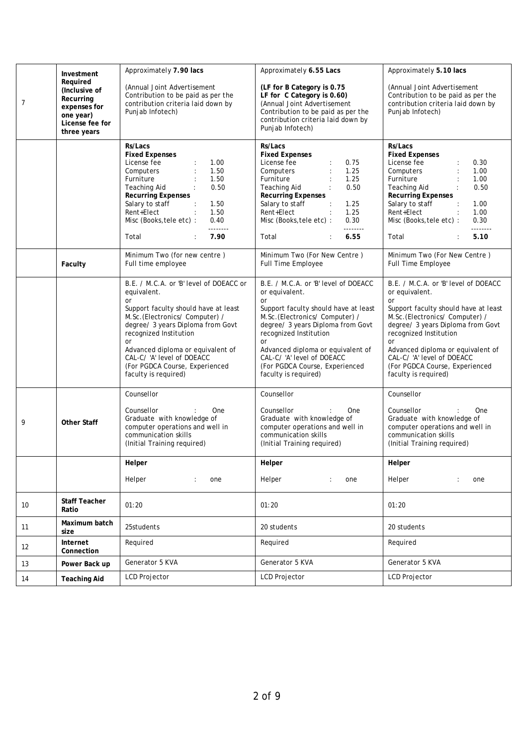| 7 | **Investment Required (Inclusive of Recurring expenses for one year) License fee for three years** | Approximately **7.90 lacs**<br><br>(Annual Joint Advertisement Contribution to be paid as per the contribution criteria laid down by Punjab Infotech) | Approximately **6.55 Lacs**<br><br>**(LF for B Category is 0.75 LF for C Category is 0.60)**<br>(Annual Joint Advertisement Contribution to be paid as per the contribution criteria laid down by Punjab Infotech) | Approximately **5.10 lacs**<br><br>(Annual Joint Advertisement Contribution to be paid as per the contribution criteria laid down by Punjab Infotech) |
|---|---|---|---|---|
| | | **Rs/Lacs**<br>**Fixed Expenses**<br>License fee : 1.00<br>Computers : 1.50<br>Furniture : 1.50<br>Teaching Aid : 0.50<br>**Recurring Expenses**<br>Salary to staff : 1.50<br>Rent+Elect : 1.50<br>Misc (Books,tele etc) : 0.40<br>--------<br>Total : **7.90** | **Rs/Lacs**<br>**Fixed Expenses**<br>License fee : 0.75<br>Computers : 1.25<br>Furniture : 1.25<br>Teaching Aid : 0.50<br>**Recurring Expenses**<br>Salary to staff : 1.25<br>Rent+Elect : 1.25<br>Misc (Books,tele etc) : 0.30<br>--------<br>Total : **6.55** | **Rs/Lacs**<br>**Fixed Expenses**<br>License fee : 0.30<br>Computers : 1.00<br>Furniture : 1.00<br>Teaching Aid : 0.50<br>**Recurring Expenses**<br>Salary to staff : 1.00<br>Rent+Elect : 1.00<br>Misc (Books,tele etc) : 0.30<br>--------<br>Total : **5.10** |
| | **Faculty** | Minimum Two (for new centre )<br>Full time employee | Minimum Two (For New Centre )<br>Full Time Employee | Minimum Two (For New Centre )<br>Full Time Employee |
| | | B.E. / M.C.A. or 'B' level of DOEACC or equivalent.<br>or<br>Support faculty should have at least M.Sc.(Electronics/ Computer) / degree/ 3 years Diploma from Govt recognized Institution<br>or<br>Advanced diploma or equivalent of CAL-C/ 'A' level of DOEACC<br>(For PGDCA Course, Experienced faculty is required) | B.E. / M.C.A. or 'B' level of DOEACC or equivalent.<br>or<br>Support faculty should have at least M.Sc.(Electronics/ Computer) / degree/ 3 years Diploma from Govt recognized Institution<br>or<br>Advanced diploma or equivalent of CAL-C/ 'A' level of DOEACC<br>(For PGDCA Course, Experienced faculty is required) | B.E. / M.C.A. or 'B' level of DOEACC or equivalent.<br>or<br>Support faculty should have at least M.Sc.(Electronics/ Computer) / degree/ 3 years Diploma from Govt recognized Institution<br>or<br>Advanced diploma or equivalent of CAL-C/ 'A' level of DOEACC<br>(For PGDCA Course, Experienced faculty is required) |
| 9 | **Other Staff** | Counsellor<br><br>Counsellor : One<br>Graduate with knowledge of computer operations and well in communication skills<br>(Initial Training required) | Counsellor<br><br>Counsellor : One<br>Graduate with knowledge of computer operations and well in communication skills<br>(Initial Training required) | Counsellor<br><br>Counsellor : One<br>Graduate with knowledge of computer operations and well in communication skills<br>(Initial Training required) |
| | | **Helper**<br><br>Helper : one | **Helper**<br><br>Helper : one | **Helper**<br><br>Helper : one |
| 10 | **Staff Teacher Ratio** | 01:20 | 01:20 | 01:20 |
| 11 | **Maximum batch size** | 25students | 20 students | 20 students |
| 12 | **Internet Connection** | Required | Required | Required |
| 13 | **Power Back up** | Generator 5 KVA | Generator 5 KVA | Generator 5 KVA |
| 14 | **Teaching Aid** | LCD Projector | LCD Projector | LCD Projector |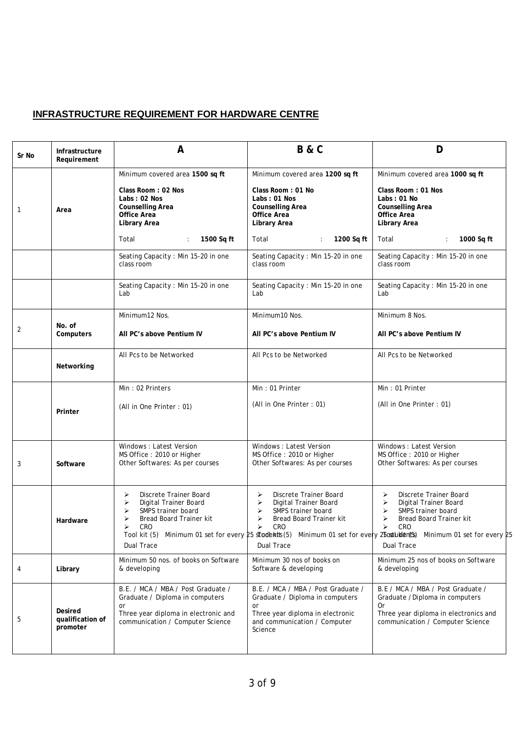## INFRASTRUCTURE REQUIREMENT FOR HARDWARE CENTRE

| Sr No | Infrastructure Requirement | A | B & C | D |
|---|---|---|---|---|
| 1 | Area | Minimum covered area **1500 sq ft**<br><br>**Class Room : 02 Nos**<br>**Labs : 02 Nos**<br>**Counselling Area**<br>**Office Area**<br>**Library Area**<br><br>Total : **1500 Sq ft** | Minimum covered area **1200 sq ft**<br><br>**Class Room : 01 No**<br>**Labs : 01 Nos**<br>**Counselling Area**<br>**Office Area**<br>**Library Area**<br><br>Total : **1200 Sq ft** | Minimum covered area **1000 sq ft**<br><br>**Class Room : 01 Nos**<br>**Labs : 01 No**<br>**Counselling Area**<br>**Office Area**<br>**Library Area**<br><br>Total : **1000 Sq ft** |
| | | Seating Capacity : Min 15-20 in one class room | Seating Capacity : Min 15-20 in one class room | Seating Capacity : Min 15-20 in one class room |
| | | Seating Capacity : Min 15-20 in one Lab | Seating Capacity : Min 15-20 in one Lab | Seating Capacity : Min 15-20 in one Lab |
| 2 | No. of Computers | Minimum12 Nos.<br><br>**All PC's above Pentium IV** | Minimum10 Nos.<br><br>**All PC's above Pentium IV** | Minimum 8 Nos.<br><br>**All PC's above Pentium IV** |
| | Networking | All Pcs to be Networked | All Pcs to be Networked | All Pcs to be Networked |
| | Printer | Min : 02 Printers<br><br>(All in One Printer : 01) | Min : 01 Printer<br><br>(All in One Printer : 01) | Min : 01 Printer<br><br>(All in One Printer : 01) |
| 3 | Software | Windows : Latest Version<br>MS Office : 2010 or Higher<br>Other Softwares: As per courses | Windows : Latest Version<br>MS Office : 2010 or Higher<br>Other Softwares: As per courses | Windows : Latest Version<br>MS Office : 2010 or Higher<br>Other Softwares: As per courses |
| | Hardware | ➢ Discrete Trainer Board<br>➢ Digital Trainer Board<br>➢ SMPS trainer board<br>➢ Bread Board Trainer kit<br>➢ CRO<br>Tool kit (5) Minimum 01 set for every 25 students<br>Dual Trace | ➢ Discrete Trainer Board<br>➢ Digital Trainer Board<br>➢ SMPS trainer board<br>➢ Bread Board Trainer kit<br>➢ CRO<br>Tool kit (5) Minimum 01 set for every 25 students<br>Dual Trace | ➢ Discrete Trainer Board<br>➢ Digital Trainer Board<br>➢ SMPS trainer board<br>➢ Bread Board Trainer kit<br>➢ CRO<br>Tool kit (5) Minimum 01 set for every 25<br>Dual Trace |
| 4 | Library | Minimum 50 nos. of books on Software & developing | Minimum 30 nos of books on Software & developing | Minimum 25 nos of books on Software & developing |
| 5 | Desired qualification of promoter | B.E. / MCA / MBA / Post Graduate / Graduate / Diploma in computers<br>or<br>Three year diploma in electronic and communication / Computer Science | B.E. / MCA / MBA / Post Graduate / Graduate / Diploma in computers<br>or<br>Three year diploma in electronic and communication / Computer Science | B.E / MCA / MBA / Post Graduate / Graduate / Diploma in computers<br>Or<br>Three year diploma in electronics and communication / Computer Science |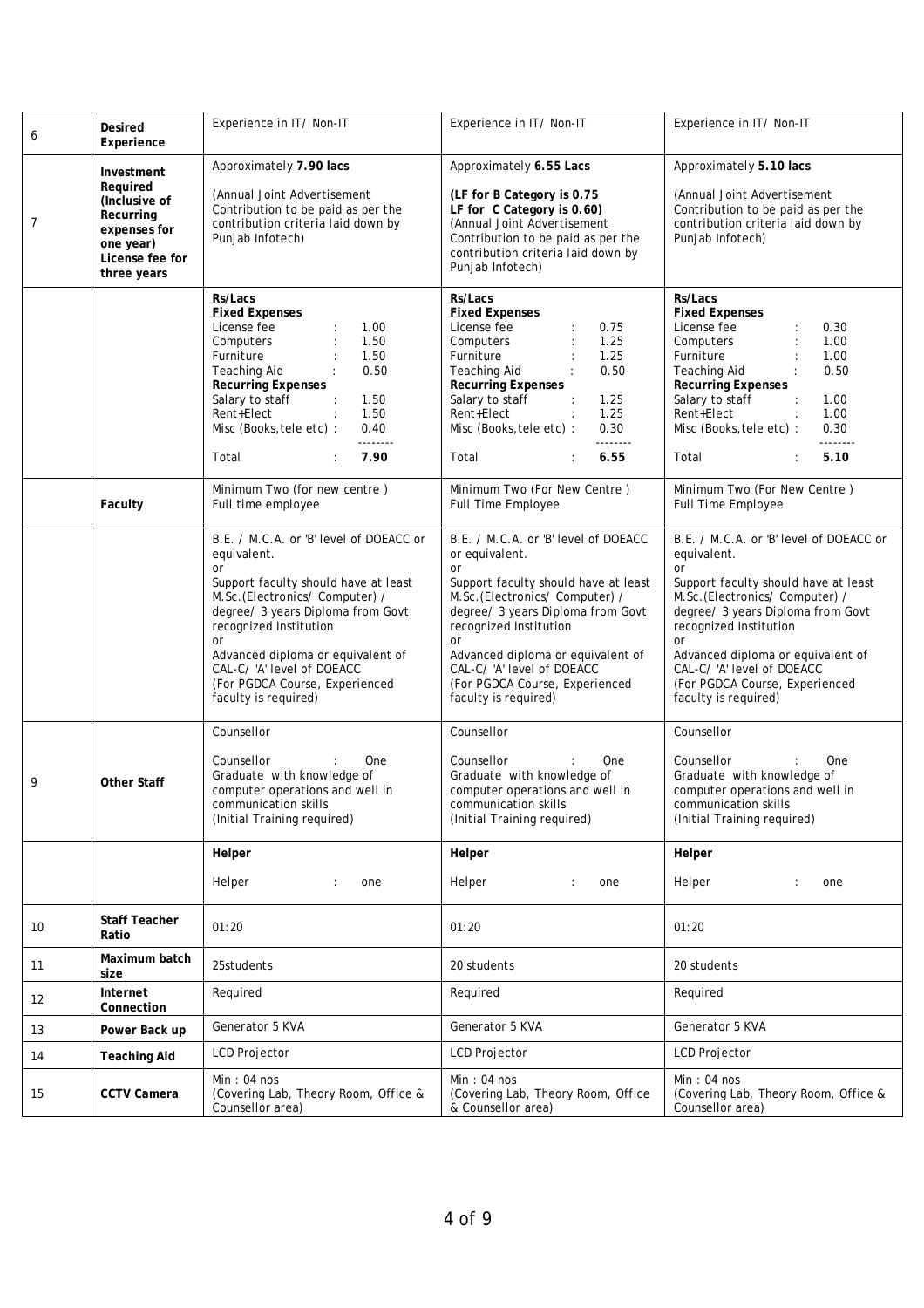| 6 | **Desired Experience** | Experience in IT/ Non-IT | Experience in IT/ Non-IT | Experience in IT/ Non-IT |
|---|---|---|---|---|
| 7 | **Investment Required (Inclusive of Recurring expenses for one year) License fee for three years** | Approximately **7.90 lacs**<br><br>(Annual Joint Advertisement Contribution to be paid as per the contribution criteria laid down by Punjab Infotech) | Approximately **6.55 Lacs**<br><br>**(LF for B Category is 0.75<br>LF for C Category is 0.60)**<br>(Annual Joint Advertisement Contribution to be paid as per the contribution criteria laid down by Punjab Infotech) | Approximately **5.10 lacs**<br><br>(Annual Joint Advertisement Contribution to be paid as per the contribution criteria laid down by Punjab Infotech) |
| | | **Rs/Lacs**<br>**Fixed Expenses**<br>License fee : 1.00<br>Computers : 1.50<br>Furniture : 1.50<br>Teaching Aid : 0.50<br>**Recurring Expenses**<br>Salary to staff : 1.50<br>Rent+Elect : 1.50<br>Misc (Books,tele etc) : 0.40<br>--------<br>Total : **7.90** | **Rs/Lacs**<br>**Fixed Expenses**<br>License fee : 0.75<br>Computers : 1.25<br>Furniture : 1.25<br>Teaching Aid : 0.50<br>**Recurring Expenses**<br>Salary to staff : 1.25<br>Rent+Elect : 1.25<br>Misc (Books,tele etc) : 0.30<br>--------<br>Total : **6.55** | **Rs/Lacs**<br>**Fixed Expenses**<br>License fee : 0.30<br>Computers : 1.00<br>Furniture : 1.00<br>Teaching Aid : 0.50<br>**Recurring Expenses**<br>Salary to staff : 1.00<br>Rent+Elect : 1.00<br>Misc (Books,tele etc) : 0.30<br>--------<br>Total : **5.10** |
| | **Faculty** | Minimum Two (for new centre )<br>Full time employee | Minimum Two (For New Centre )<br>Full Time Employee | Minimum Two (For New Centre )<br>Full Time Employee |
| | | B.E. / M.C.A. or 'B' level of DOEACC or equivalent.<br>or<br>Support faculty should have at least M.Sc.(Electronics/ Computer) / degree/ 3 years Diploma from Govt recognized Institution<br>or<br>Advanced diploma or equivalent of CAL-C/ 'A' level of DOEACC<br>(For PGDCA Course, Experienced faculty is required) | B.E. / M.C.A. or 'B' level of DOEACC or equivalent.<br>or<br>Support faculty should have at least M.Sc.(Electronics/ Computer) / degree/ 3 years Diploma from Govt recognized Institution<br>or<br>Advanced diploma or equivalent of CAL-C/ 'A' level of DOEACC<br>(For PGDCA Course, Experienced faculty is required) | B.E. / M.C.A. or 'B' level of DOEACC or equivalent.<br>or<br>Support faculty should have at least M.Sc.(Electronics/ Computer) / degree/ 3 years Diploma from Govt recognized Institution<br>or<br>Advanced diploma or equivalent of CAL-C/ 'A' level of DOEACC<br>(For PGDCA Course, Experienced faculty is required) |
| 9 | **Other Staff** | Counsellor<br><br>Counsellor : One<br>Graduate with knowledge of computer operations and well in communication skills<br>(Initial Training required) | Counsellor<br><br>Counsellor : One<br>Graduate with knowledge of computer operations and well in communication skills<br>(Initial Training required) | Counsellor<br><br>Counsellor : One<br>Graduate with knowledge of computer operations and well in communication skills<br>(Initial Training required) |
| | | **Helper**<br><br>Helper : one | **Helper**<br><br>Helper : one | **Helper**<br><br>Helper : one |
| 10 | **Staff Teacher Ratio** | 01:20 | 01:20 | 01:20 |
| 11 | **Maximum batch size** | 25students | 20 students | 20 students |
| 12 | **Internet Connection** | Required | Required | Required |
| 13 | **Power Back up** | Generator 5 KVA | Generator 5 KVA | Generator 5 KVA |
| 14 | **Teaching Aid** | LCD Projector | LCD Projector | LCD Projector |
| 15 | **CCTV Camera** | Min : 04 nos<br>(Covering Lab, Theory Room, Office & Counsellor area) | Min : 04 nos<br>(Covering Lab, Theory Room, Office & Counsellor area) | Min : 04 nos<br>(Covering Lab, Theory Room, Office & Counsellor area) |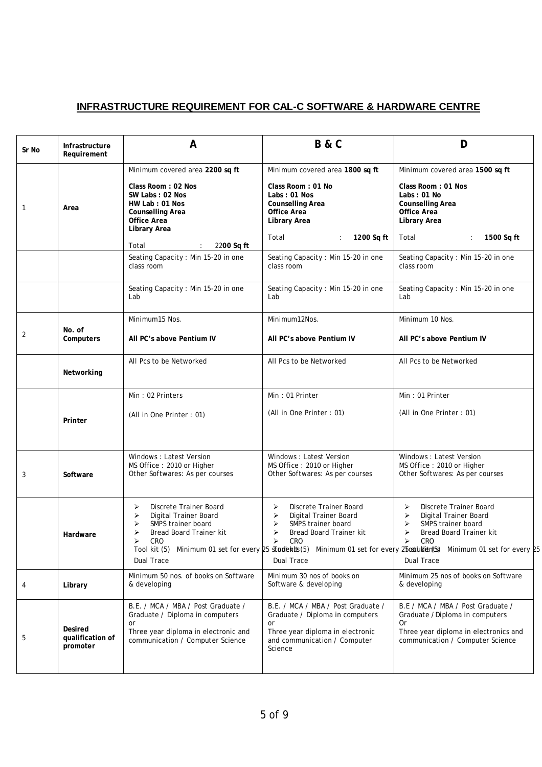## INFRASTRUCTURE REQUIREMENT FOR CAL-C SOFTWARE & HARDWARE CENTRE

| Sr No | Infrastructure Requirement | A | B & C | D |
|---|---|---|---|---|
| 1 | **Area** | Minimum covered area **2200 sq ft**<br><br>**Class Room : 02 Nos**<br>**SW Labs : 02 Nos**<br>**HW Lab : 01 Nos**<br>**Counselling Area**<br>**Office Area**<br>**Library Area**<br><br>Total : 22**00 Sq ft** | Minimum covered area **1800 sq ft**<br><br>**Class Room : 01 No**<br>**Labs : 01 Nos**<br>**Counselling Area**<br>**Office Area**<br>**Library Area**<br><br>Total : **1200 Sq ft** | Minimum covered area **1500 sq ft**<br><br>**Class Room : 01 Nos**<br>**Labs : 01 No**<br>**Counselling Area**<br>**Office Area**<br>**Library Area**<br><br>Total : **1500 Sq ft** |
| | | Seating Capacity : Min 15-20 in one class room | Seating Capacity : Min 15-20 in one class room | Seating Capacity : Min 15-20 in one class room |
| | | Seating Capacity : Min 15-20 in one Lab | Seating Capacity : Min 15-20 in one Lab | Seating Capacity : Min 15-20 in one Lab |
| 2 | **No. of Computers** | Minimum15 Nos.<br><br>**All PC's above Pentium IV** | Minimum12Nos.<br><br>**All PC's above Pentium IV** | Minimum 10 Nos.<br><br>**All PC's above Pentium IV** |
| | **Networking** | All Pcs to be Networked | All Pcs to be Networked | All Pcs to be Networked |
| | **Printer** | Min : 02 Printers<br><br>(All in One Printer : 01) | Min : 01 Printer<br><br>(All in One Printer : 01) | Min : 01 Printer<br><br>(All in One Printer : 01) |
| 3 | **Software** | Windows : Latest Version<br>MS Office : 2010 or Higher<br>Other Softwares: As per courses | Windows : Latest Version<br>MS Office : 2010 or Higher<br>Other Softwares: As per courses | Windows : Latest Version<br>MS Office : 2010 or Higher<br>Other Softwares: As per courses |
| | **Hardware** | ➢ Discrete Trainer Board<br>➢ Digital Trainer Board<br>➢ SMPS trainer board<br>➢ Bread Board Trainer kit<br>➢ CRO<br>Tool kit (5) Minimum 01 set for every 25 students<br>Dual Trace | ➢ Discrete Trainer Board<br>➢ Digital Trainer Board<br>➢ SMPS trainer board<br>➢ Bread Board Trainer kit<br>➢ CRO<br>Tool kits (5) Minimum 01 set for every 25 students<br>Dual Trace | ➢ Discrete Trainer Board<br>➢ Digital Trainer Board<br>➢ SMPS trainer board<br>➢ Bread Board Trainer kit<br>➢ CRO<br>Tool kit (5) Minimum 01 set for every 25<br>Dual Trace |
| 4 | **Library** | Minimum 50 nos. of books on Software & developing | Minimum 30 nos of books on Software & developing | Minimum 25 nos of books on Software & developing |
| 5 | **Desired qualification of promoter** | B.E. / MCA / MBA / Post Graduate / Graduate / Diploma in computers<br>or<br>Three year diploma in electronic and communication / Computer Science | B.E. / MCA / MBA / Post Graduate / Graduate / Diploma in computers<br>or<br>Three year diploma in electronic and communication / Computer Science | B.E / MCA / MBA / Post Graduate / Graduate / Diploma in computers<br>Or<br>Three year diploma in electronics and communication / Computer Science |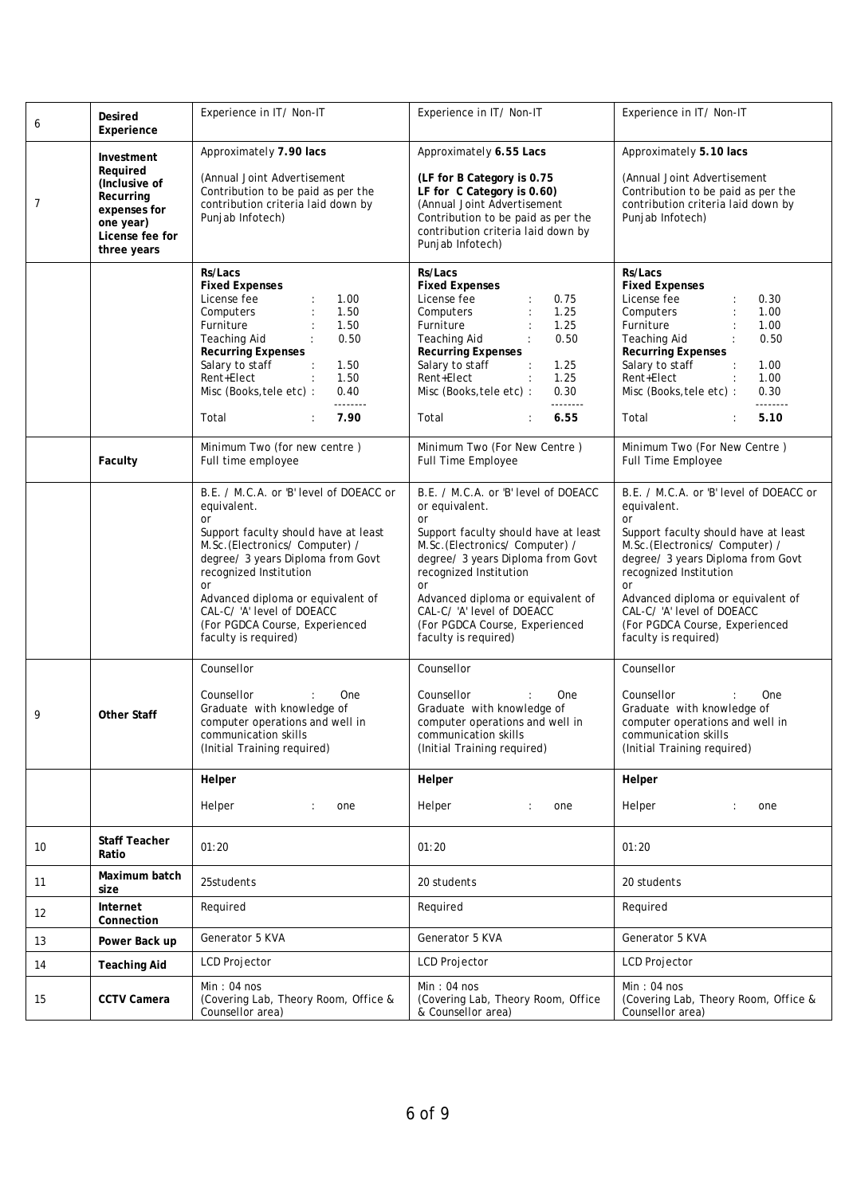| | | | | |
|---|---|---|---|---|
| 6 | **Desired Experience** | Experience in IT/ Non-IT | Experience in IT/ Non-IT | Experience in IT/ Non-IT |
| 7 | **Investment Required (Inclusive of Recurring expenses for one year) License fee for three years** | Approximately **7.90 lacs**<br><br>(Annual Joint Advertisement Contribution to be paid as per the contribution criteria laid down by Punjab Infotech) | Approximately **6.55 Lacs**<br><br>**(LF for B Category is 0.75**<br>**LF for C Category is 0.60)**<br>(Annual Joint Advertisement Contribution to be paid as per the contribution criteria laid down by Punjab Infotech) | Approximately **5.10 lacs**<br><br>(Annual Joint Advertisement Contribution to be paid as per the contribution criteria laid down by Punjab Infotech) |
| | | **Rs/Lacs**<br>**Fixed Expenses**<br>License fee : 1.00<br>Computers : 1.50<br>Furniture : 1.50<br>Teaching Aid : 0.50<br>**Recurring Expenses**<br>Salary to staff : 1.50<br>Rent+Elect : 1.50<br>Misc (Books,tele etc) : 0.40<br>--------<br>Total : **7.90** | **Rs/Lacs**<br>**Fixed Expenses**<br>License fee : 0.75<br>Computers : 1.25<br>Furniture : 1.25<br>Teaching Aid : 0.50<br>**Recurring Expenses**<br>Salary to staff : 1.25<br>Rent+Elect : 1.25<br>Misc (Books,tele etc) : 0.30<br>--------<br>Total : **6.55** | **Rs/Lacs**<br>**Fixed Expenses**<br>License fee : 0.30<br>Computers : 1.00<br>Furniture : 1.00<br>Teaching Aid : 0.50<br>**Recurring Expenses**<br>Salary to staff : 1.00<br>Rent+Elect : 1.00<br>Misc (Books,tele etc) : 0.30<br>--------<br>Total : **5.10** |
| | **Faculty** | Minimum Two (for new centre )<br>Full time employee | Minimum Two (For New Centre )<br>Full Time Employee | Minimum Two (For New Centre )<br>Full Time Employee |
| | | B.E. / M.C.A. or 'B' level of DOEACC or equivalent.<br>or<br>Support faculty should have at least M.Sc.(Electronics/ Computer) / degree/ 3 years Diploma from Govt recognized Institution<br>or<br>Advanced diploma or equivalent of CAL-C/ 'A' level of DOEACC<br>(For PGDCA Course, Experienced faculty is required) | B.E. / M.C.A. or 'B' level of DOEACC or equivalent.<br>or<br>Support faculty should have at least M.Sc.(Electronics/ Computer) / degree/ 3 years Diploma from Govt recognized Institution<br>or<br>Advanced diploma or equivalent of CAL-C/ 'A' level of DOEACC<br>(For PGDCA Course, Experienced faculty is required) | B.E. / M.C.A. or 'B' level of DOEACC or equivalent.<br>or<br>Support faculty should have at least M.Sc.(Electronics/ Computer) / degree/ 3 years Diploma from Govt recognized Institution<br>or<br>Advanced diploma or equivalent of CAL-C/ 'A' level of DOEACC<br>(For PGDCA Course, Experienced faculty is required) |
| 9 | **Other Staff** | Counsellor<br><br>Counsellor : One<br>Graduate with knowledge of computer operations and well in communication skills<br>(Initial Training required) | Counsellor<br><br>Counsellor : One<br>Graduate with knowledge of computer operations and well in communication skills<br>(Initial Training required) | Counsellor<br><br>Counsellor : One<br>Graduate with knowledge of computer operations and well in communication skills<br>(Initial Training required) |
| | | **Helper**<br><br>Helper : one | **Helper**<br><br>Helper : one | **Helper**<br><br>Helper : one |
| 10 | **Staff Teacher Ratio** | 01:20 | 01:20 | 01:20 |
| 11 | **Maximum batch size** | 25students | 20 students | 20 students |
| 12 | **Internet Connection** | Required | Required | Required |
| 13 | **Power Back up** | Generator 5 KVA | Generator 5 KVA | Generator 5 KVA |
| 14 | **Teaching Aid** | LCD Projector | LCD Projector | LCD Projector |
| 15 | **CCTV Camera** | Min : 04 nos<br>(Covering Lab, Theory Room, Office & Counsellor area) | Min : 04 nos<br>(Covering Lab, Theory Room, Office & Counsellor area) | Min : 04 nos<br>(Covering Lab, Theory Room, Office & Counsellor area) |